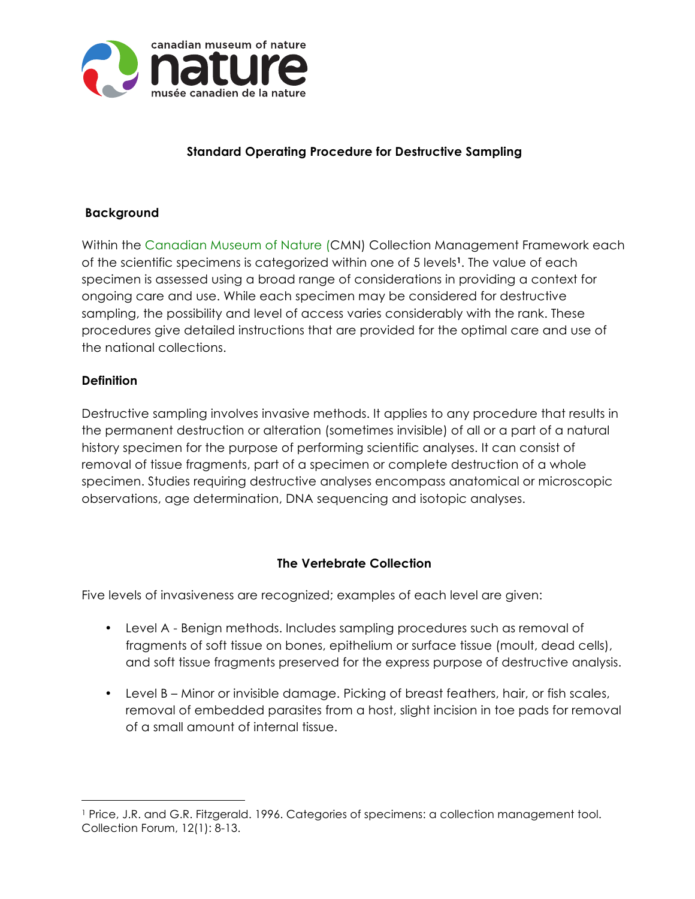canadian museum of nature
**nature**
musée canadien de la nature

# Standard Operating Procedure for Destructive Sampling

## Background

Within the Canadian Museum of Nature (CMN) Collection Management Framework each of the scientific specimens is categorized within one of 5 levels[1]. The value of each specimen is assessed using a broad range of considerations in providing a context for ongoing care and use. While each specimen may be considered for destructive sampling, the possibility and level of access varies considerably with the rank. These procedures give detailed instructions that are provided for the optimal care and use of the national collections.

## Definition

Destructive sampling involves invasive methods. It applies to any procedure that results in the permanent destruction or alteration (sometimes invisible) of all or a part of a natural history specimen for the purpose of performing scientific analyses. It can consist of removal of tissue fragments, part of a specimen or complete destruction of a whole specimen. Studies requiring destructive analyses encompass anatomical or microscopic observations, age determination, DNA sequencing and isotopic analyses.

## The Vertebrate Collection

Five levels of invasiveness are recognized; examples of each level are given:

- Level A - Benign methods. Includes sampling procedures such as removal of fragments of soft tissue on bones, epithelium or surface tissue (moult, dead cells), and soft tissue fragments preserved for the express purpose of destructive analysis.
- Level B – Minor or invisible damage. Picking of breast feathers, hair, or fish scales, removal of embedded parasites from a host, slight incision in toe pads for removal of a small amount of internal tissue.

---

[1] Price, J.R. and G.R. Fitzgerald. 1996. Categories of specimens: a collection management tool. Collection Forum, 12(1): 8-13.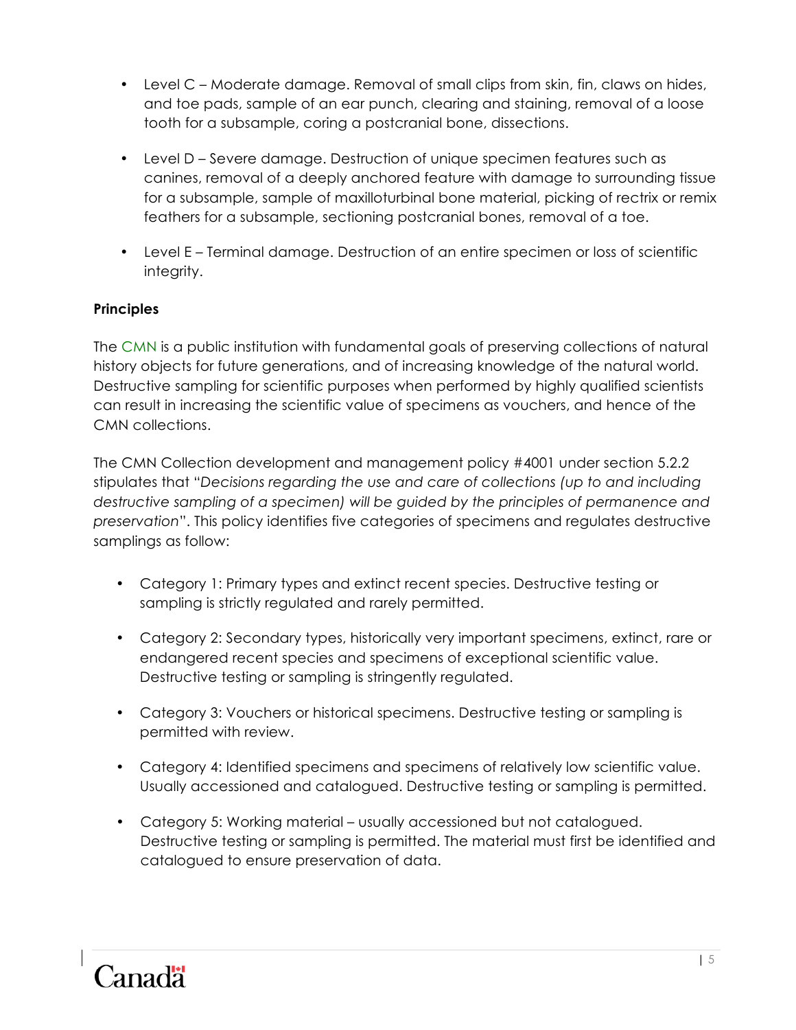- Level C – Moderate damage. Removal of small clips from skin, fin, claws on hides, and toe pads, sample of an ear punch, clearing and staining, removal of a loose tooth for a subsample, coring a postcranial bone, dissections.
- Level D – Severe damage. Destruction of unique specimen features such as canines, removal of a deeply anchored feature with damage to surrounding tissue for a subsample, sample of maxilloturbinal bone material, picking of rectrix or remix feathers for a subsample, sectioning postcranial bones, removal of a toe.
- Level E – Terminal damage. Destruction of an entire specimen or loss of scientific integrity.

**Principles**

The CMN is a public institution with fundamental goals of preserving collections of natural history objects for future generations, and of increasing knowledge of the natural world. Destructive sampling for scientific purposes when performed by highly qualified scientists can result in increasing the scientific value of specimens as vouchers, and hence of the CMN collections.

The CMN Collection development and management policy #4001 under section 5.2.2 stipulates that "*Decisions regarding the use and care of collections (up to and including destructive sampling of a specimen) will be guided by the principles of permanence and preservation*". This policy identifies five categories of specimens and regulates destructive samplings as follow:

- Category 1: Primary types and extinct recent species. Destructive testing or sampling is strictly regulated and rarely permitted.
- Category 2: Secondary types, historically very important specimens, extinct, rare or endangered recent species and specimens of exceptional scientific value. Destructive testing or sampling is stringently regulated.
- Category 3: Vouchers or historical specimens. Destructive testing or sampling is permitted with review.
- Category 4: Identified specimens and specimens of relatively low scientific value. Usually accessioned and catalogued. Destructive testing or sampling is permitted.
- Category 5: Working material – usually accessioned but not catalogued. Destructive testing or sampling is permitted. The material must first be identified and catalogued to ensure preservation of data.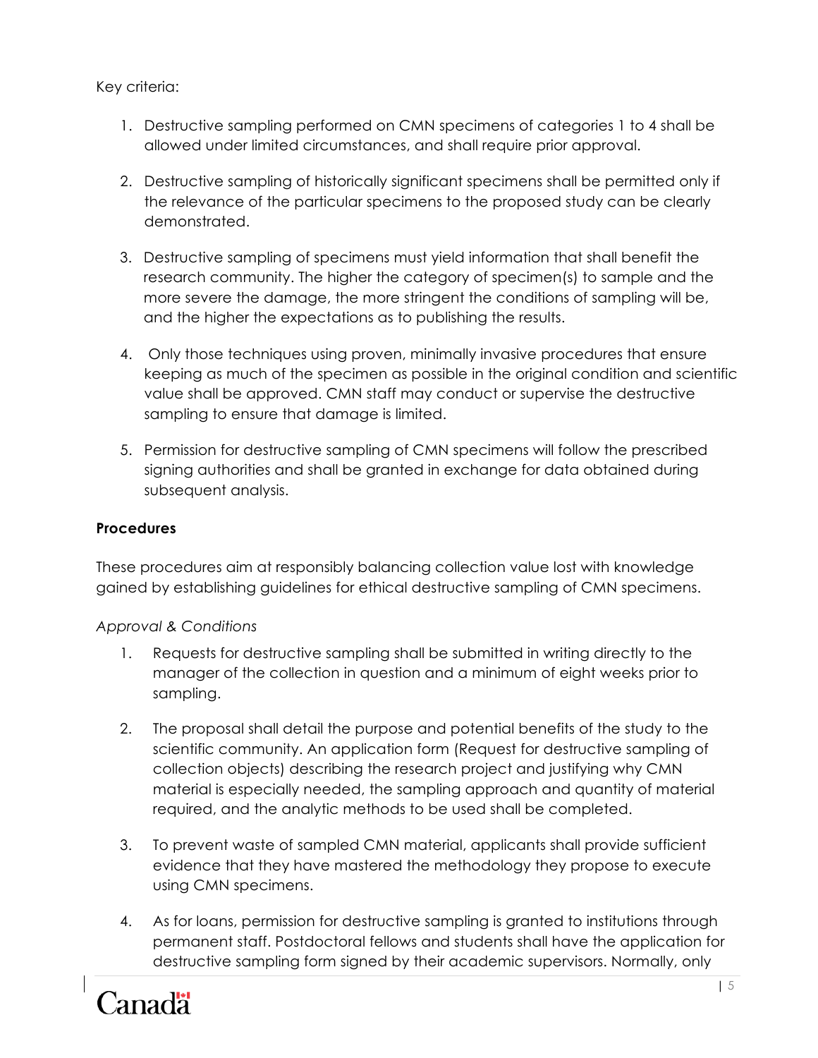Key criteria:

1. Destructive sampling performed on CMN specimens of categories 1 to 4 shall be allowed under limited circumstances, and shall require prior approval.

2. Destructive sampling of historically significant specimens shall be permitted only if the relevance of the particular specimens to the proposed study can be clearly demonstrated.

3. Destructive sampling of specimens must yield information that shall benefit the research community. The higher the category of specimen(s) to sample and the more severe the damage, the more stringent the conditions of sampling will be, and the higher the expectations as to publishing the results.

4. Only those techniques using proven, minimally invasive procedures that ensure keeping as much of the specimen as possible in the original condition and scientific value shall be approved. CMN staff may conduct or supervise the destructive sampling to ensure that damage is limited.

5. Permission for destructive sampling of CMN specimens will follow the prescribed signing authorities and shall be granted in exchange for data obtained during subsequent analysis.

**Procedures**

These procedures aim at responsibly balancing collection value lost with knowledge gained by establishing guidelines for ethical destructive sampling of CMN specimens.

*Approval & Conditions*

1. Requests for destructive sampling shall be submitted in writing directly to the manager of the collection in question and a minimum of eight weeks prior to sampling.

2. The proposal shall detail the purpose and potential benefits of the study to the scientific community. An application form (Request for destructive sampling of collection objects) describing the research project and justifying why CMN material is especially needed, the sampling approach and quantity of material required, and the analytic methods to be used shall be completed.

3. To prevent waste of sampled CMN material, applicants shall provide sufficient evidence that they have mastered the methodology they propose to execute using CMN specimens.

4. As for loans, permission for destructive sampling is granted to institutions through permanent staff. Postdoctoral fellows and students shall have the application for destructive sampling form signed by their academic supervisors. Normally, only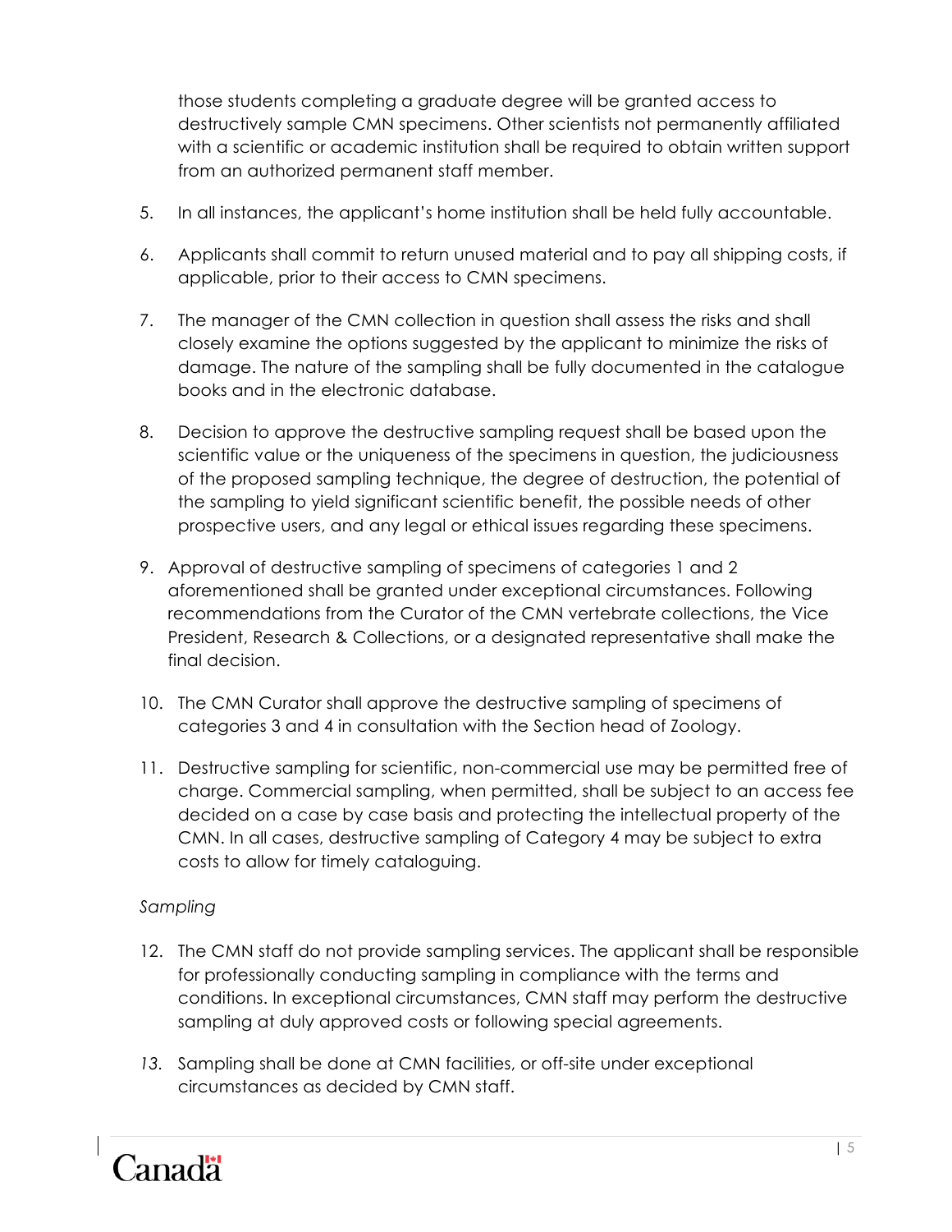those students completing a graduate degree will be granted access to destructively sample CMN specimens. Other scientists not permanently affiliated with a scientific or academic institution shall be required to obtain written support from an authorized permanent staff member.

5. In all instances, the applicant's home institution shall be held fully accountable.

6. Applicants shall commit to return unused material and to pay all shipping costs, if applicable, prior to their access to CMN specimens.

7. The manager of the CMN collection in question shall assess the risks and shall closely examine the options suggested by the applicant to minimize the risks of damage. The nature of the sampling shall be fully documented in the catalogue books and in the electronic database.

8. Decision to approve the destructive sampling request shall be based upon the scientific value or the uniqueness of the specimens in question, the judiciousness of the proposed sampling technique, the degree of destruction, the potential of the sampling to yield significant scientific benefit, the possible needs of other prospective users, and any legal or ethical issues regarding these specimens.

9. Approval of destructive sampling of specimens of categories 1 and 2 aforementioned shall be granted under exceptional circumstances. Following recommendations from the Curator of the CMN vertebrate collections, the Vice President, Research & Collections, or a designated representative shall make the final decision.

10. The CMN Curator shall approve the destructive sampling of specimens of categories 3 and 4 in consultation with the Section head of Zoology.

11. Destructive sampling for scientific, non-commercial use may be permitted free of charge. Commercial sampling, when permitted, shall be subject to an access fee decided on a case by case basis and protecting the intellectual property of the CMN. In all cases, destructive sampling of Category 4 may be subject to extra costs to allow for timely cataloguing.

*Sampling*

12. The CMN staff do not provide sampling services. The applicant shall be responsible for professionally conducting sampling in compliance with the terms and conditions. In exceptional circumstances, CMN staff may perform the destructive sampling at duly approved costs or following special agreements.

13. Sampling shall be done at CMN facilities, or off-site under exceptional circumstances as decided by CMN staff.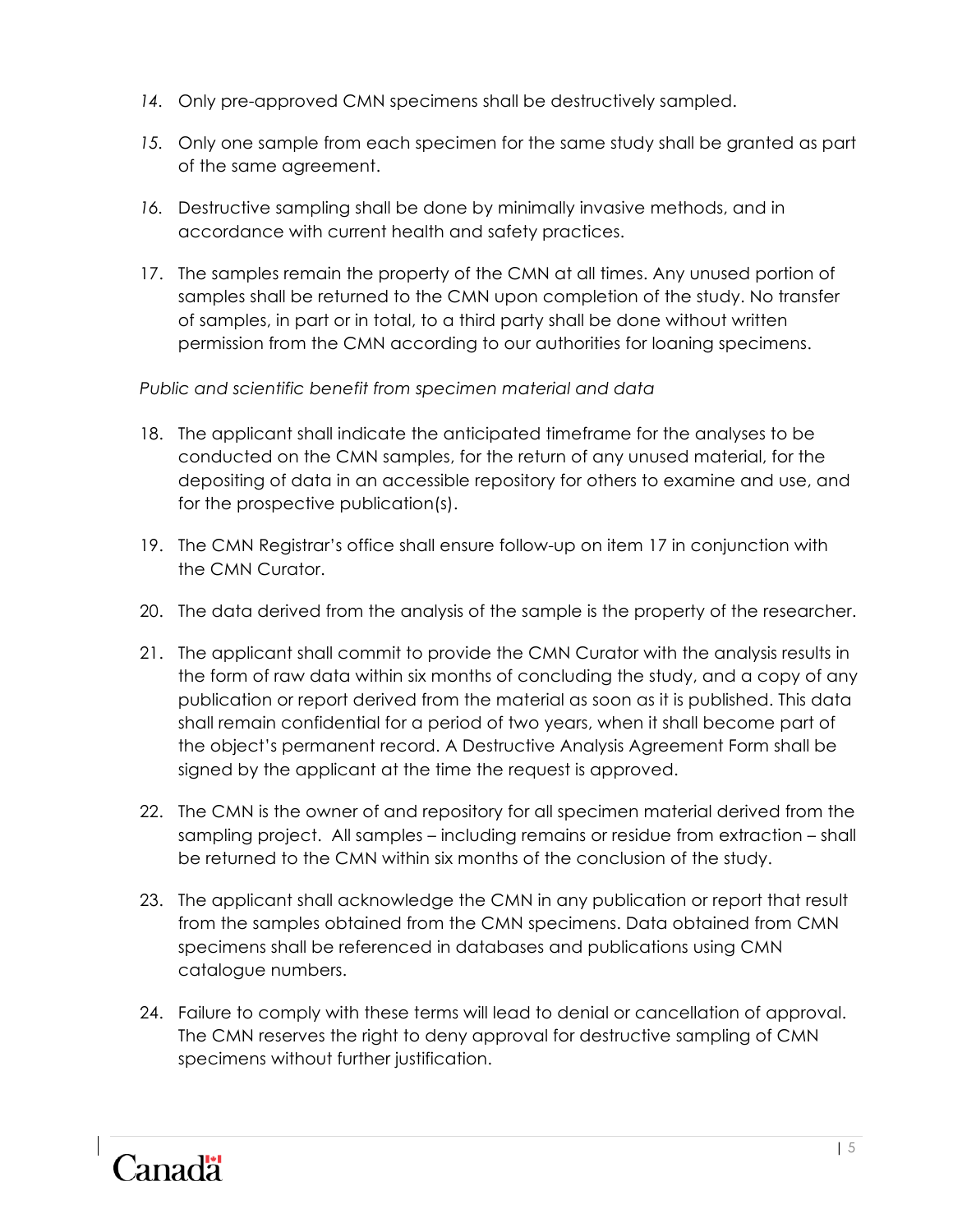14. Only pre-approved CMN specimens shall be destructively sampled.

15. Only one sample from each specimen for the same study shall be granted as part of the same agreement.

16. Destructive sampling shall be done by minimally invasive methods, and in accordance with current health and safety practices.

17. The samples remain the property of the CMN at all times. Any unused portion of samples shall be returned to the CMN upon completion of the study. No transfer of samples, in part or in total, to a third party shall be done without written permission from the CMN according to our authorities for loaning specimens.

*Public and scientific benefit from specimen material and data*

18. The applicant shall indicate the anticipated timeframe for the analyses to be conducted on the CMN samples, for the return of any unused material, for the depositing of data in an accessible repository for others to examine and use, and for the prospective publication(s).

19. The CMN Registrar's office shall ensure follow-up on item 17 in conjunction with the CMN Curator.

20. The data derived from the analysis of the sample is the property of the researcher.

21. The applicant shall commit to provide the CMN Curator with the analysis results in the form of raw data within six months of concluding the study, and a copy of any publication or report derived from the material as soon as it is published. This data shall remain confidential for a period of two years, when it shall become part of the object's permanent record. A Destructive Analysis Agreement Form shall be signed by the applicant at the time the request is approved.

22. The CMN is the owner of and repository for all specimen material derived from the sampling project. All samples – including remains or residue from extraction – shall be returned to the CMN within six months of the conclusion of the study.

23. The applicant shall acknowledge the CMN in any publication or report that result from the samples obtained from the CMN specimens. Data obtained from CMN specimens shall be referenced in databases and publications using CMN catalogue numbers.

24. Failure to comply with these terms will lead to denial or cancellation of approval. The CMN reserves the right to deny approval for destructive sampling of CMN specimens without further justification.